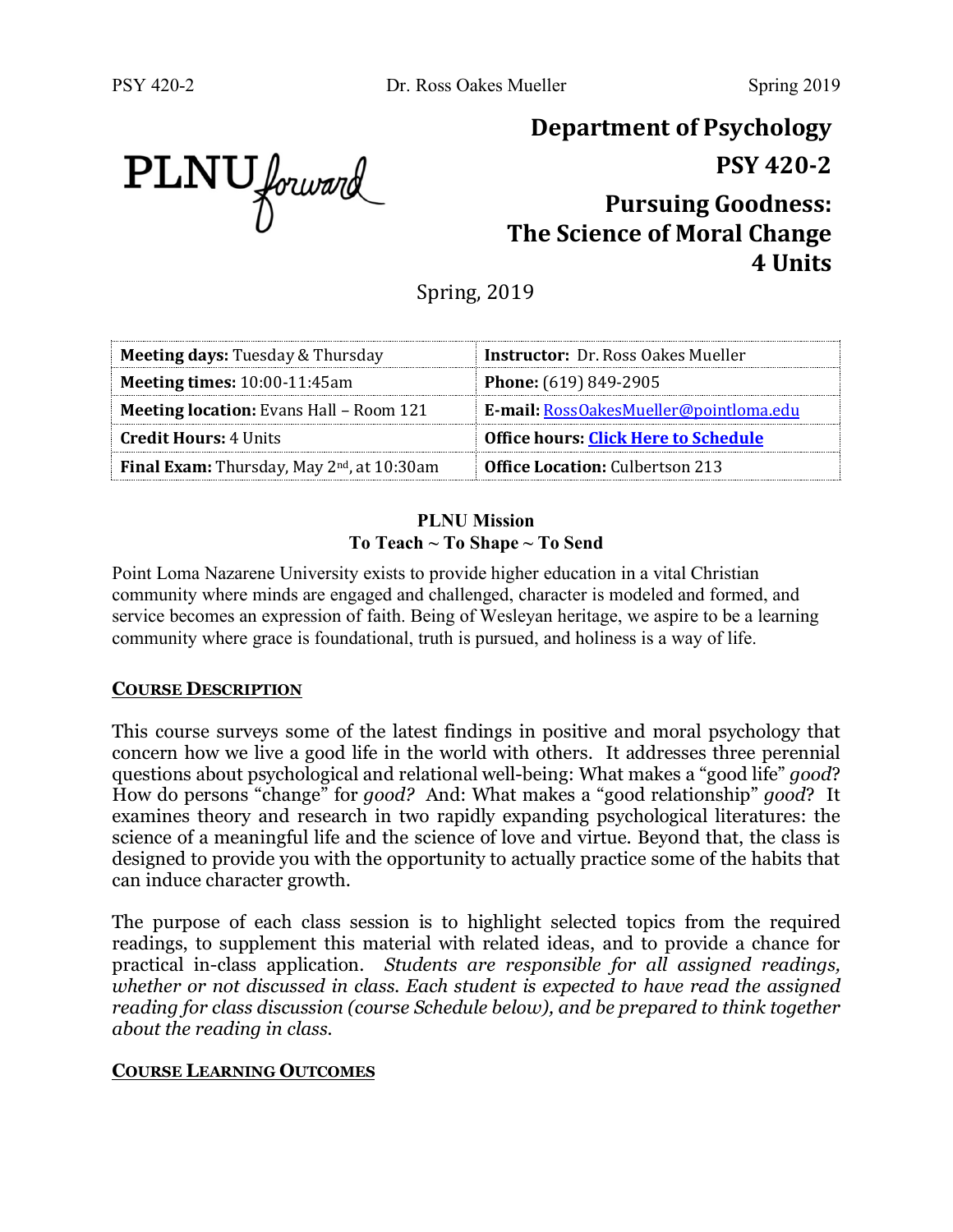PLNU forward

# Department of Psychology

## PSY 420-2

## Pursuing Goodness: The Science of Moral Change

## 4 Units

Spring, 2019

| **Meeting days:** Tuesday & Thursday | **Instructor:** Dr. Ross Oakes Mueller |
|---|---|
| **Meeting times:** 10:00-11:45am | **Phone:** (619) 849-2905 |
| **Meeting location:** Evans Hall – Room 121 | **E-mail:** RossOakesMueller@pointloma.edu |
| **Credit Hours:** 4 Units | **Office hours:** **Click Here to Schedule** |
| **Final Exam:** Thursday, May 2nd, at 10:30am | **Office Location:** Culbertson 213 |

**PLNU Mission**
**To Teach ~ To Shape ~ To Send**

Point Loma Nazarene University exists to provide higher education in a vital Christian community where minds are engaged and challenged, character is modeled and formed, and service becomes an expression of faith. Being of Wesleyan heritage, we aspire to be a learning community where grace is foundational, truth is pursued, and holiness is a way of life.

### COURSE DESCRIPTION

This course surveys some of the latest findings in positive and moral psychology that concern how we live a good life in the world with others. It addresses three perennial questions about psychological and relational well-being: What makes a "good life" *good*? How do persons "change" for *good?* And: What makes a "good relationship" *good*? It examines theory and research in two rapidly expanding psychological literatures: the science of a meaningful life and the science of love and virtue. Beyond that, the class is designed to provide you with the opportunity to actually practice some of the habits that can induce character growth.

The purpose of each class session is to highlight selected topics from the required readings, to supplement this material with related ideas, and to provide a chance for practical in-class application. *Students are responsible for all assigned readings, whether or not discussed in class. Each student is expected to have read the assigned reading for class discussion (course Schedule below), and be prepared to think together about the reading in class.*

### COURSE LEARNING OUTCOMES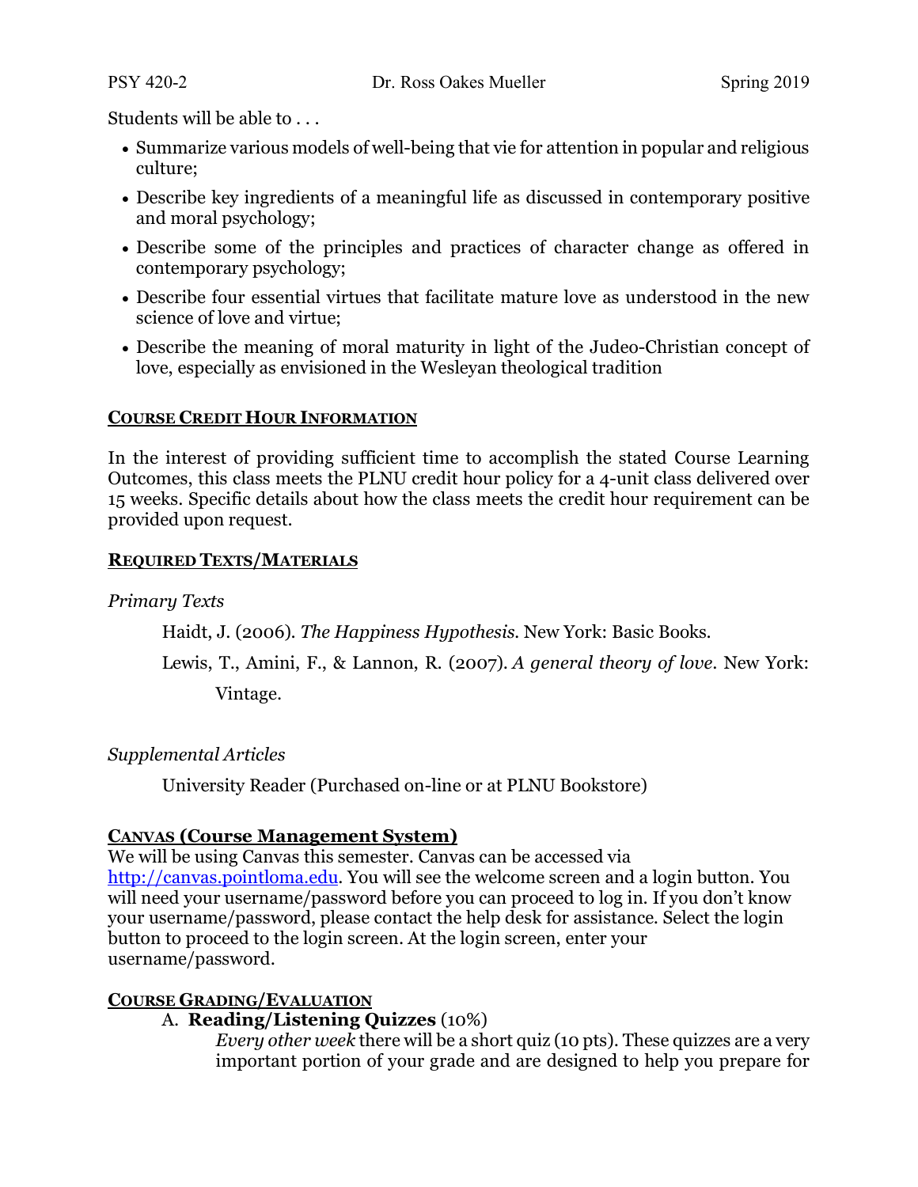Students will be able to . . .

- Summarize various models of well-being that vie for attention in popular and religious culture;
- Describe key ingredients of a meaningful life as discussed in contemporary positive and moral psychology;
- Describe some of the principles and practices of character change as offered in contemporary psychology;
- Describe four essential virtues that facilitate mature love as understood in the new science of love and virtue;
- Describe the meaning of moral maturity in light of the Judeo-Christian concept of love, especially as envisioned in the Wesleyan theological tradition

## COURSE CREDIT HOUR INFORMATION

In the interest of providing sufficient time to accomplish the stated Course Learning Outcomes, this class meets the PLNU credit hour policy for a 4-unit class delivered over 15 weeks. Specific details about how the class meets the credit hour requirement can be provided upon request.

## REQUIRED TEXTS/MATERIALS

*Primary Texts*

Haidt, J. (2006). *The Happiness Hypothesis.* New York: Basic Books.

Lewis, T., Amini, F., & Lannon, R. (2007). *A general theory of love.* New York: Vintage.

*Supplemental Articles*

University Reader (Purchased on-line or at PLNU Bookstore)

## CANVAS (Course Management System)

We will be using Canvas this semester. Canvas can be accessed via http://canvas.pointloma.edu. You will see the welcome screen and a login button. You will need your username/password before you can proceed to log in. If you don't know your username/password, please contact the help desk for assistance. Select the login button to proceed to the login screen. At the login screen, enter your username/password.

## COURSE GRADING/EVALUATION

A. **Reading/Listening Quizzes** (10%)

*Every other week* there will be a short quiz (10 pts). These quizzes are a very important portion of your grade and are designed to help you prepare for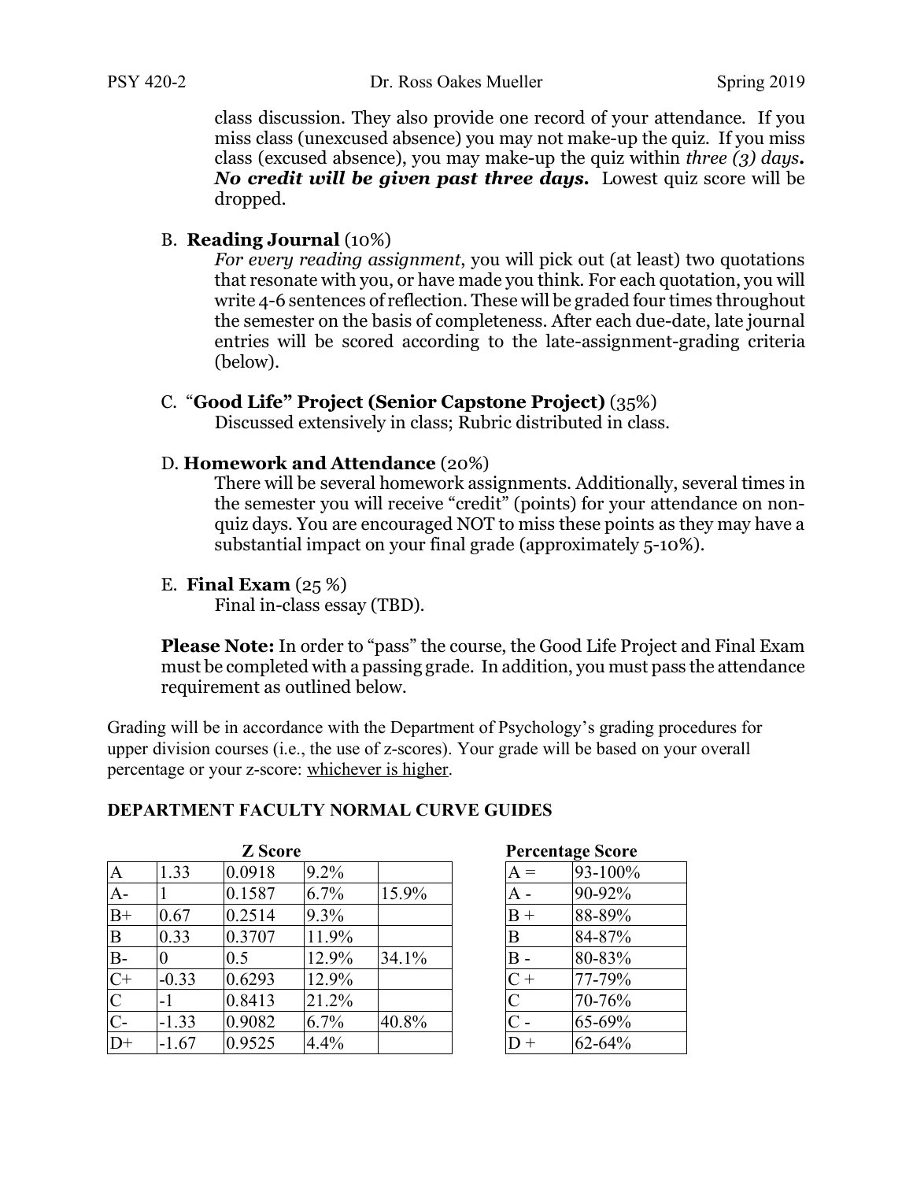class discussion. They also provide one record of your attendance. If you miss class (unexcused absence) you may not make-up the quiz. If you miss class (excused absence), you may make-up the quiz within *three (3) days*. ***No credit will be given past three days.*** Lowest quiz score will be dropped.

B. **Reading Journal** (10%)

*For every reading assignment*, you will pick out (at least) two quotations that resonate with you, or have made you think. For each quotation, you will write 4-6 sentences of reflection. These will be graded four times throughout the semester on the basis of completeness. After each due-date, late journal entries will be scored according to the late-assignment-grading criteria (below).

C. "**Good Life" Project (Senior Capstone Project)** (35%)

Discussed extensively in class; Rubric distributed in class.

D. **Homework and Attendance** (20%)

There will be several homework assignments. Additionally, several times in the semester you will receive "credit" (points) for your attendance on non-quiz days. You are encouraged NOT to miss these points as they may have a substantial impact on your final grade (approximately 5-10%).

E. **Final Exam** (25 %)

Final in-class essay (TBD).

**Please Note:** In order to "pass" the course, the Good Life Project and Final Exam must be completed with a passing grade. In addition, you must pass the attendance requirement as outlined below.

Grading will be in accordance with the Department of Psychology's grading procedures for upper division courses (i.e., the use of z-scores). Your grade will be based on your overall percentage or your z-score: whichever is higher.

**DEPARTMENT FACULTY NORMAL CURVE GUIDES**

| Z Score | | | | |
|---|---|---|---|---|
| A | 1.33 | 0.0918 | 9.2% | |
| A- | 1 | 0.1587 | 6.7% | 15.9% |
| B+ | 0.67 | 0.2514 | 9.3% | |
| B | 0.33 | 0.3707 | 11.9% | |
| B- | 0 | 0.5 | 12.9% | 34.1% |
| C+ | -0.33 | 0.6293 | 12.9% | |
| C | -1 | 0.8413 | 21.2% | |
| C- | -1.33 | 0.9082 | 6.7% | 40.8% |
| D+ | -1.67 | 0.9525 | 4.4% | |

| Percentage Score | |
|---|---|
| A = | 93-100% |
| A - | 90-92% |
| B + | 88-89% |
| B | 84-87% |
| B - | 80-83% |
| C + | 77-79% |
| C | 70-76% |
| C - | 65-69% |
| D + | 62-64% |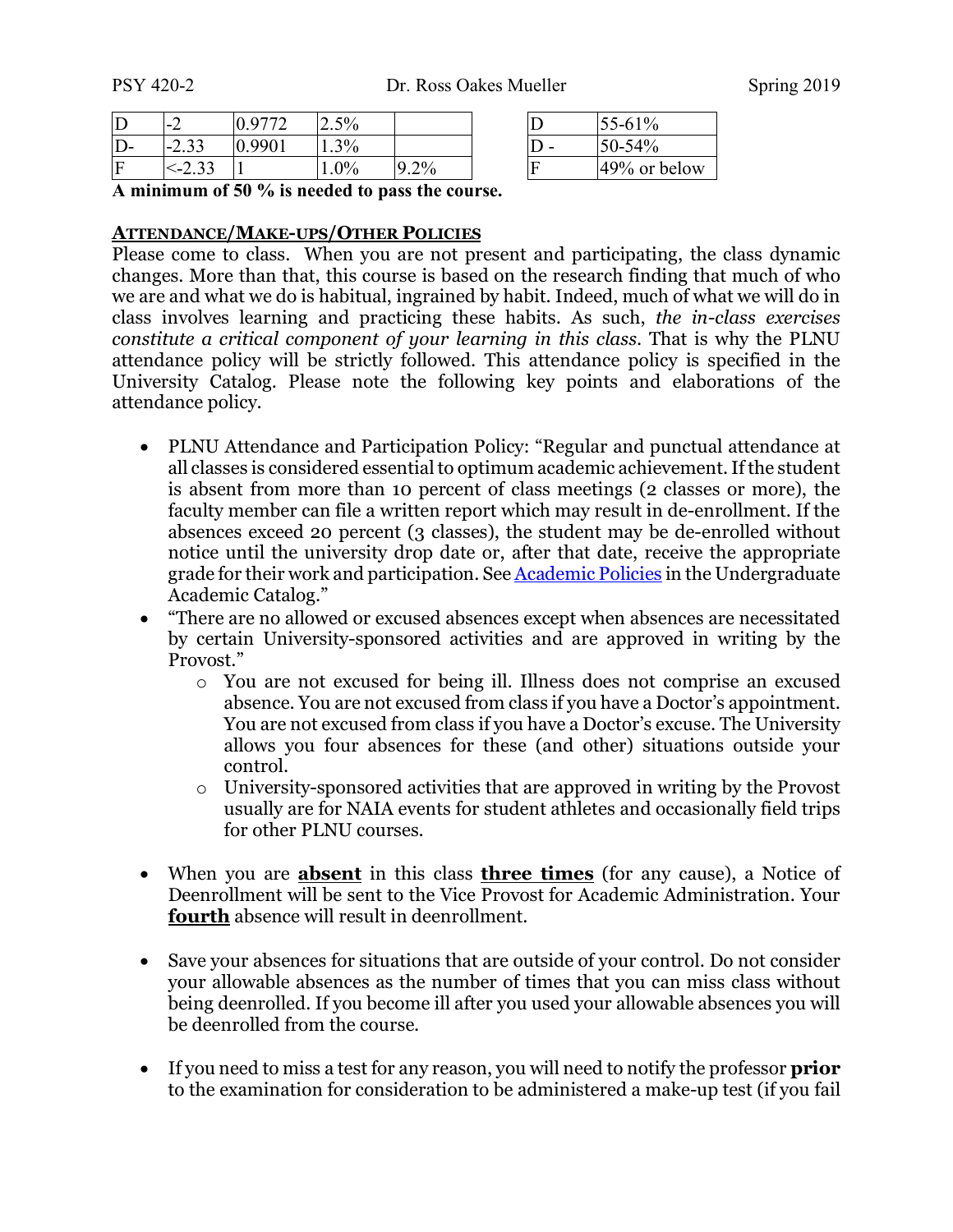| D | -2 | 0.9772 | 2.5% | |
|---|---|---|---|---|
| D- | -2.33 | 0.9901 | 1.3% | |
| F | <-2.33 | 1 | 1.0% | 9.2% |

| D | 55-61% |
|---|---|
| D - | 50-54% |
| F | 49% or below |

**A minimum of 50 % is needed to pass the course.**

## ATTENDANCE/MAKE-UPS/OTHER POLICIES

Please come to class. When you are not present and participating, the class dynamic changes. More than that, this course is based on the research finding that much of who we are and what we do is habitual, ingrained by habit. Indeed, much of what we will do in class involves learning and practicing these habits. As such, *the in-class exercises constitute a critical component of your learning in this class*. That is why the PLNU attendance policy will be strictly followed. This attendance policy is specified in the University Catalog. Please note the following key points and elaborations of the attendance policy.

- PLNU Attendance and Participation Policy: "Regular and punctual attendance at all classes is considered essential to optimum academic achievement. If the student is absent from more than 10 percent of class meetings (2 classes or more), the faculty member can file a written report which may result in de-enrollment. If the absences exceed 20 percent (3 classes), the student may be de-enrolled without notice until the university drop date or, after that date, receive the appropriate grade for their work and participation. See Academic Policies in the Undergraduate Academic Catalog."
- "There are no allowed or excused absences except when absences are necessitated by certain University-sponsored activities and are approved in writing by the Provost."
  - You are not excused for being ill. Illness does not comprise an excused absence. You are not excused from class if you have a Doctor's appointment. You are not excused from class if you have a Doctor's excuse. The University allows you four absences for these (and other) situations outside your control.
  - University-sponsored activities that are approved in writing by the Provost usually are for NAIA events for student athletes and occasionally field trips for other PLNU courses.

- When you are **absent** in this class **three times** (for any cause), a Notice of Deenrollment will be sent to the Vice Provost for Academic Administration. Your **fourth** absence will result in deenrollment.

- Save your absences for situations that are outside of your control. Do not consider your allowable absences as the number of times that you can miss class without being deenrolled. If you become ill after you used your allowable absences you will be deenrolled from the course.

- If you need to miss a test for any reason, you will need to notify the professor **prior** to the examination for consideration to be administered a make-up test (if you fail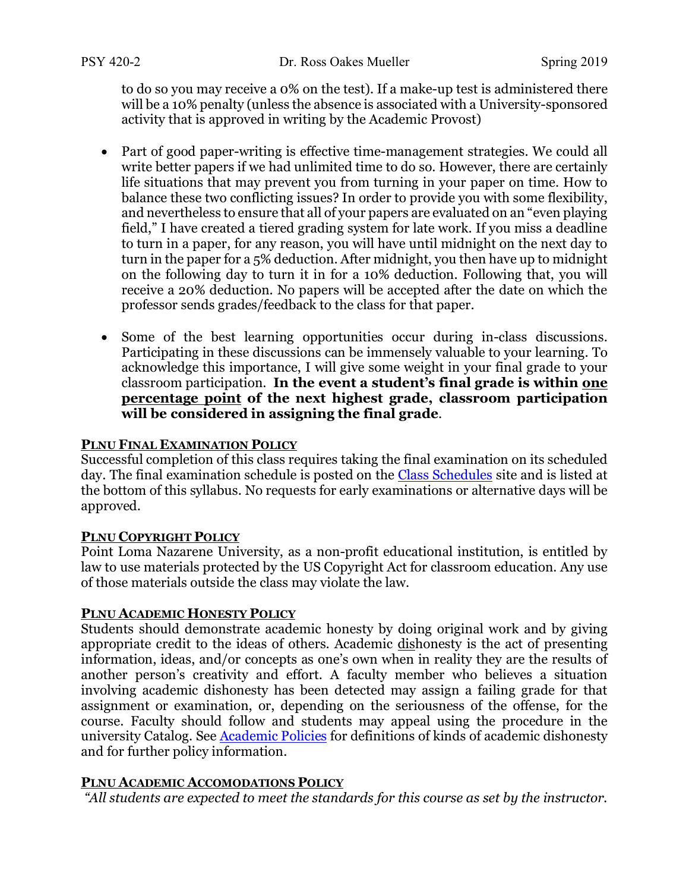to do so you may receive a 0% on the test). If a make-up test is administered there will be a 10% penalty (unless the absence is associated with a University-sponsored activity that is approved in writing by the Academic Provost)

- Part of good paper-writing is effective time-management strategies. We could all write better papers if we had unlimited time to do so. However, there are certainly life situations that may prevent you from turning in your paper on time. How to balance these two conflicting issues? In order to provide you with some flexibility, and nevertheless to ensure that all of your papers are evaluated on an "even playing field," I have created a tiered grading system for late work. If you miss a deadline to turn in a paper, for any reason, you will have until midnight on the next day to turn in the paper for a 5% deduction. After midnight, you then have up to midnight on the following day to turn it in for a 10% deduction. Following that, you will receive a 20% deduction. No papers will be accepted after the date on which the professor sends grades/feedback to the class for that paper.

- Some of the best learning opportunities occur during in-class discussions. Participating in these discussions can be immensely valuable to your learning. To acknowledge this importance, I will give some weight in your final grade to your classroom participation. **In the event a student's final grade is within <u>one percentage point</u> of the next highest grade, classroom participation will be considered in assigning the final grade**.

### <u>PLNU FINAL EXAMINATION POLICY</u>

Successful completion of this class requires taking the final examination on its scheduled day. The final examination schedule is posted on the [Class Schedules]() site and is listed at the bottom of this syllabus. No requests for early examinations or alternative days will be approved.

### <u>PLNU COPYRIGHT POLICY</u>

Point Loma Nazarene University, as a non-profit educational institution, is entitled by law to use materials protected by the US Copyright Act for classroom education. Any use of those materials outside the class may violate the law.

### <u>PLNU ACADEMIC HONESTY POLICY</u>

Students should demonstrate academic honesty by doing original work and by giving appropriate credit to the ideas of others. Academic <u>dis</u>honesty is the act of presenting information, ideas, and/or concepts as one's own when in reality they are the results of another person's creativity and effort. A faculty member who believes a situation involving academic dishonesty has been detected may assign a failing grade for that assignment or examination, or, depending on the seriousness of the offense, for the course. Faculty should follow and students may appeal using the procedure in the university Catalog. See [Academic Policies]() for definitions of kinds of academic dishonesty and for further policy information.

### <u>PLNU ACADEMIC ACCOMODATIONS POLICY</u>

*"All students are expected to meet the standards for this course as set by the instructor.*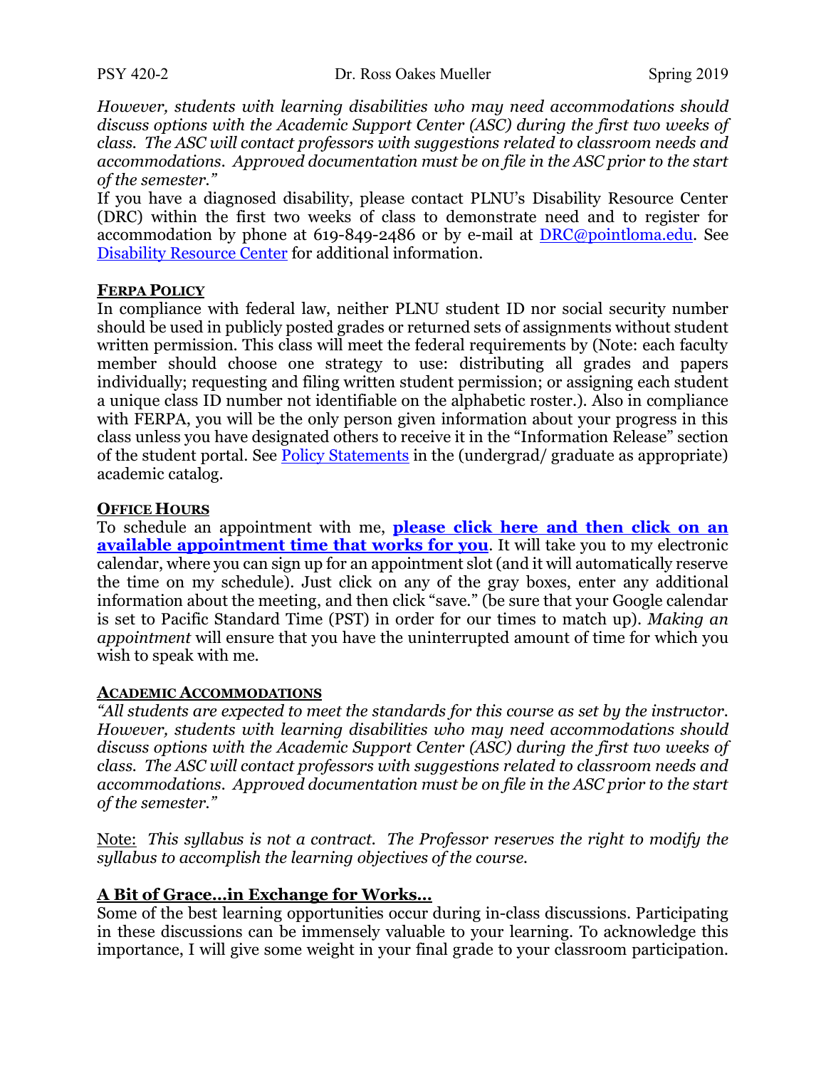*However, students with learning disabilities who may need accommodations should discuss options with the Academic Support Center (ASC) during the first two weeks of class. The ASC will contact professors with suggestions related to classroom needs and accommodations. Approved documentation must be on file in the ASC prior to the start of the semester."*

If you have a diagnosed disability, please contact PLNU's Disability Resource Center (DRC) within the first two weeks of class to demonstrate need and to register for accommodation by phone at 619-849-2486 or by e-mail at DRC@pointloma.edu. See Disability Resource Center for additional information.

**FERPA POLICY**

In compliance with federal law, neither PLNU student ID nor social security number should be used in publicly posted grades or returned sets of assignments without student written permission. This class will meet the federal requirements by (Note: each faculty member should choose one strategy to use: distributing all grades and papers individually; requesting and filing written student permission; or assigning each student a unique class ID number not identifiable on the alphabetic roster.). Also in compliance with FERPA, you will be the only person given information about your progress in this class unless you have designated others to receive it in the "Information Release" section of the student portal. See Policy Statements in the (undergrad/ graduate as appropriate) academic catalog.

**OFFICE HOURS**

To schedule an appointment with me, **please click here and then click on an available appointment time that works for you**. It will take you to my electronic calendar, where you can sign up for an appointment slot (and it will automatically reserve the time on my schedule). Just click on any of the gray boxes, enter any additional information about the meeting, and then click "save." (be sure that your Google calendar is set to Pacific Standard Time (PST) in order for our times to match up). *Making an appointment* will ensure that you have the uninterrupted amount of time for which you wish to speak with me.

**ACADEMIC ACCOMMODATIONS**

*"All students are expected to meet the standards for this course as set by the instructor. However, students with learning disabilities who may need accommodations should discuss options with the Academic Support Center (ASC) during the first two weeks of class. The ASC will contact professors with suggestions related to classroom needs and accommodations. Approved documentation must be on file in the ASC prior to the start of the semester."*

Note: *This syllabus is not a contract. The Professor reserves the right to modify the syllabus to accomplish the learning objectives of the course.*

**A Bit of Grace…in Exchange for Works…**

Some of the best learning opportunities occur during in-class discussions. Participating in these discussions can be immensely valuable to your learning. To acknowledge this importance, I will give some weight in your final grade to your classroom participation.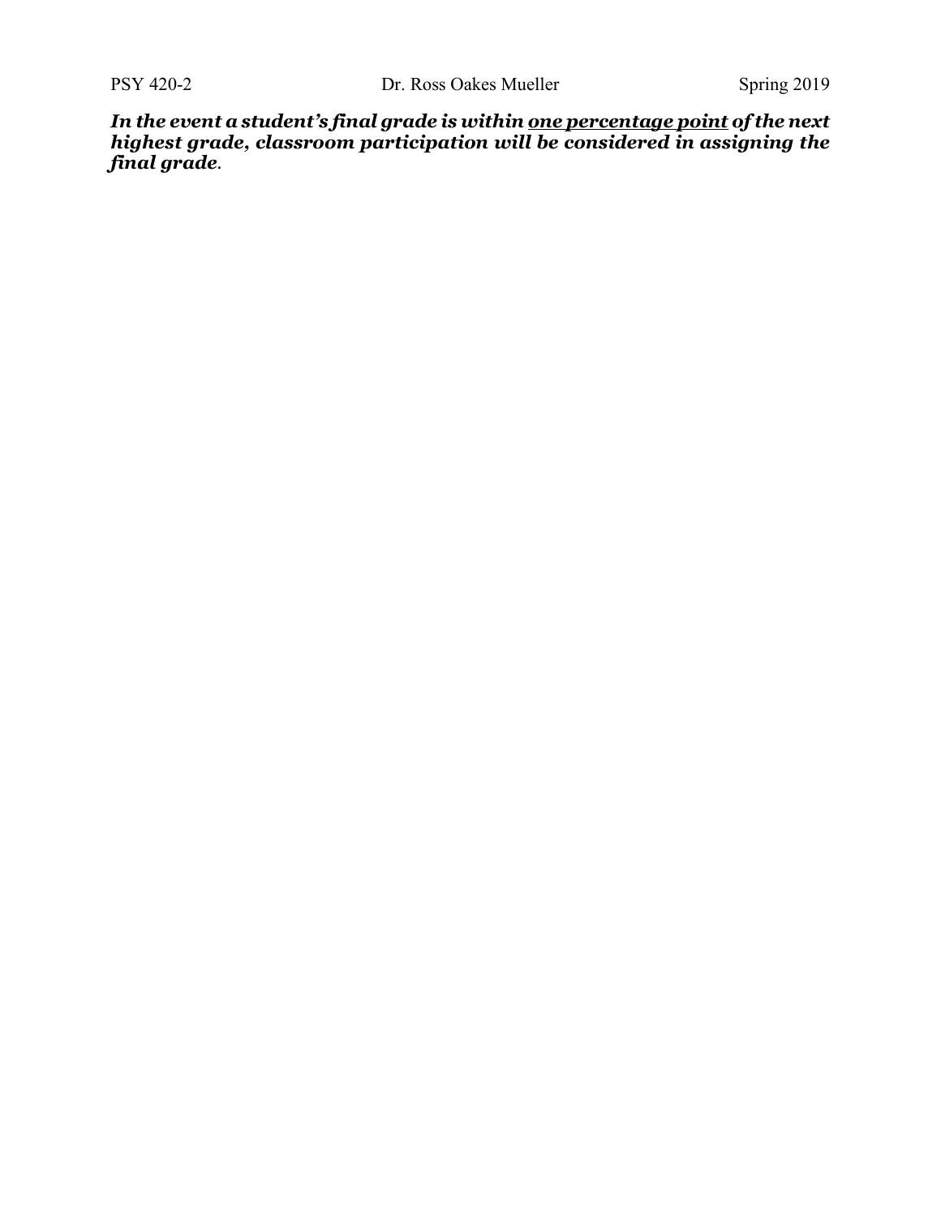***In the event a student's final grade is within <u>one percentage point</u> of the next highest grade, classroom participation will be considered in assigning the final grade.***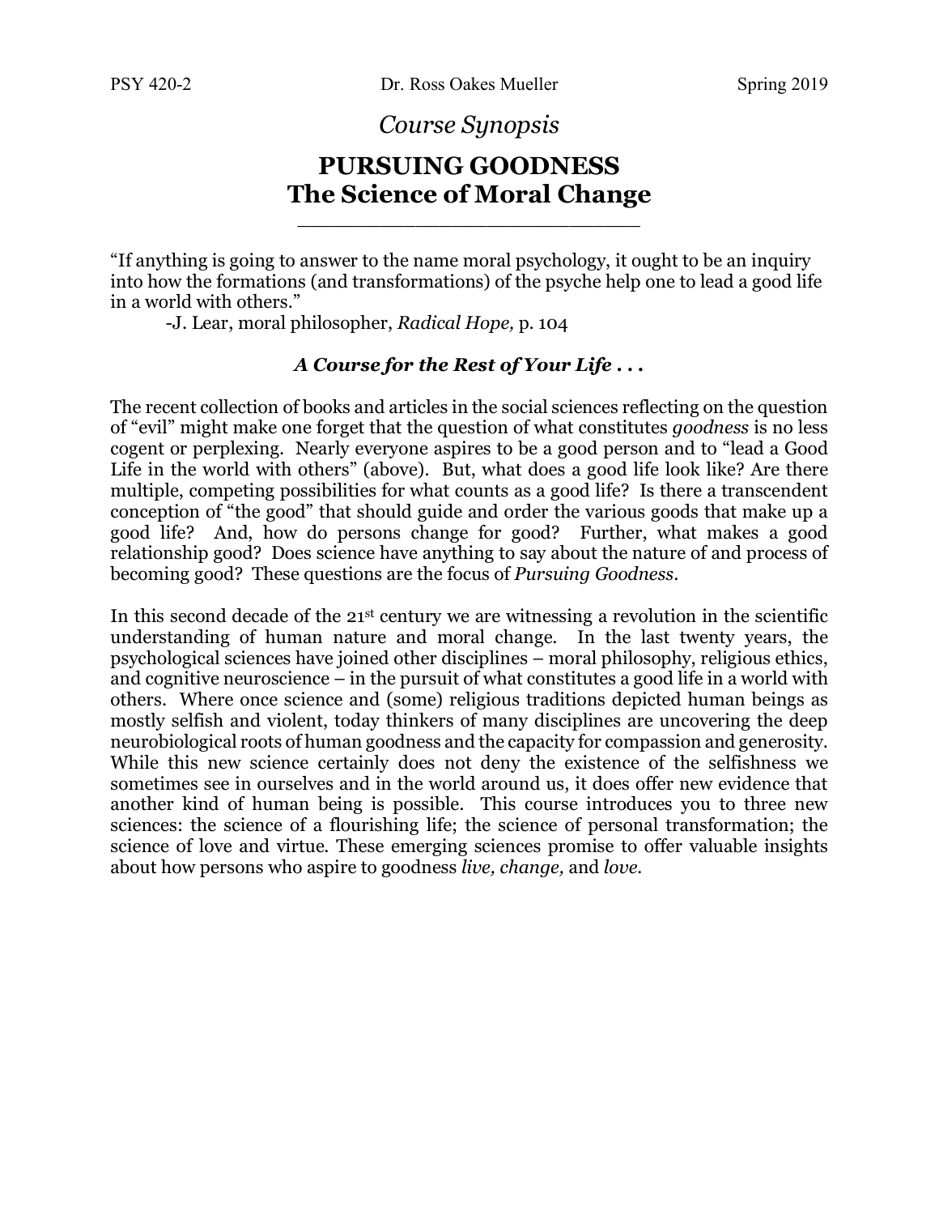PSY 420-2 Dr. Ross Oakes Mueller Spring 2019

*Course Synopsis*

# PURSUING GOODNESS
# The Science of Moral Change

---

"If anything is going to answer to the name moral psychology, it ought to be an inquiry into how the formations (and transformations) of the psyche help one to lead a good life in a world with others."

-J. Lear, moral philosopher, *Radical Hope,* p. 104

### ***A Course for the Rest of Your Life . . .***

The recent collection of books and articles in the social sciences reflecting on the question of "evil" might make one forget that the question of what constitutes *goodness* is no less cogent or perplexing. Nearly everyone aspires to be a good person and to "lead a Good Life in the world with others" (above). But, what does a good life look like? Are there multiple, competing possibilities for what counts as a good life? Is there a transcendent conception of "the good" that should guide and order the various goods that make up a good life? And, how do persons change for good? Further, what makes a good relationship good? Does science have anything to say about the nature of and process of becoming good? These questions are the focus of *Pursuing Goodness*.

In this second decade of the 21st century we are witnessing a revolution in the scientific understanding of human nature and moral change. In the last twenty years, the psychological sciences have joined other disciplines – moral philosophy, religious ethics, and cognitive neuroscience – in the pursuit of what constitutes a good life in a world with others. Where once science and (some) religious traditions depicted human beings as mostly selfish and violent, today thinkers of many disciplines are uncovering the deep neurobiological roots of human goodness and the capacity for compassion and generosity. While this new science certainly does not deny the existence of the selfishness we sometimes see in ourselves and in the world around us, it does offer new evidence that another kind of human being is possible. This course introduces you to three new sciences: the science of a flourishing life; the science of personal transformation; the science of love and virtue. These emerging sciences promise to offer valuable insights about how persons who aspire to goodness *live, change,* and *love.*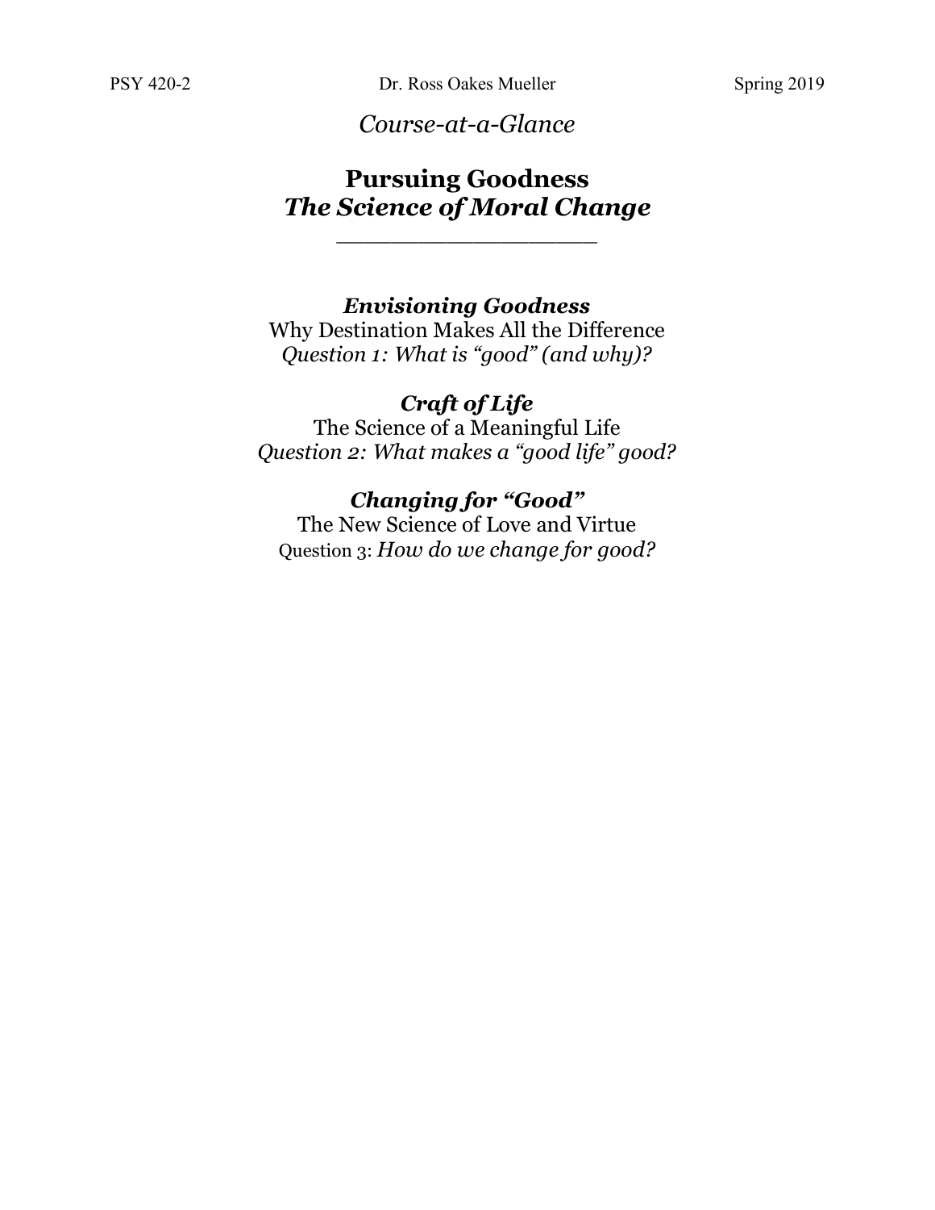*Course-at-a-Glance*

# Pursuing Goodness
## *The Science of Moral Change*

***Envisioning Goodness***
Why Destination Makes All the Difference
*Question 1: What is "good" (and why)?*

***Craft of Life***
The Science of a Meaningful Life
*Question 2: What makes a "good life" good?*

***Changing for "Good"***
The New Science of Love and Virtue
Question 3: *How do we change for good?*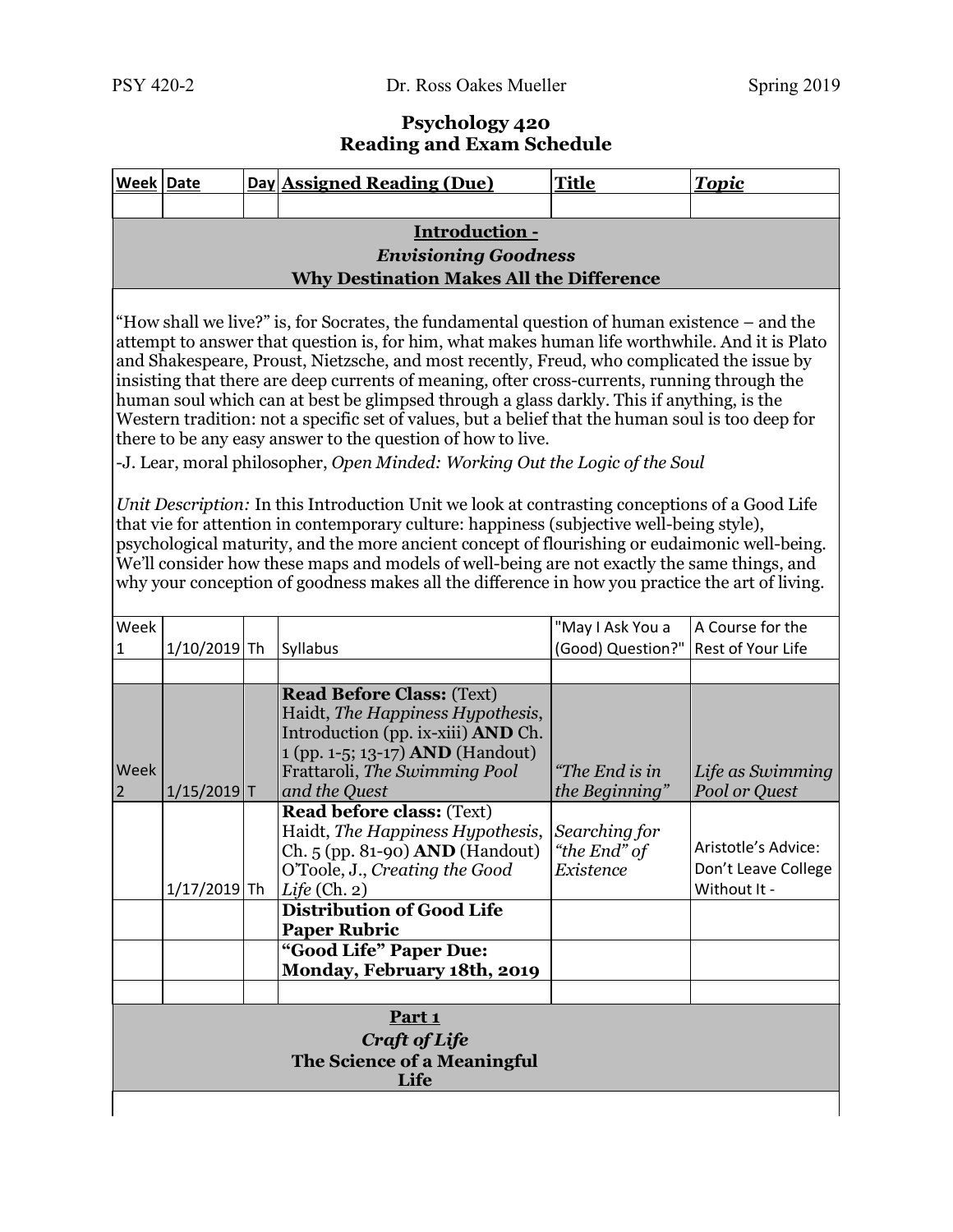# Psychology 420
## Reading and Exam Schedule

| Week | Date | Day | Assigned Reading (Due) | Title | Topic |
|---|---|---|---|---|---|
| | | | | | |
| **Introduction -** ***Envisioning Goodness*** **Why Destination Makes All the Difference** | | | | | |
| "How shall we live?" is, for Socrates, the fundamental question of human existence – and the attempt to answer that question is, for him, what makes human life worthwhile. And it is Plato and Shakespeare, Proust, Nietzsche, and most recently, Freud, who complicated the issue by insisting that there are deep currents of meaning, ofter cross-currents, running through the human soul which can at best be glimpsed through a glass darkly. This if anything, is the Western tradition: not a specific set of values, but a belief that the human soul is too deep for there to be any easy answer to the question of how to live. -J. Lear, moral philosopher, *Open Minded: Working Out the Logic of the Soul* *Unit Description:* In this Introduction Unit we look at contrasting conceptions of a Good Life that vie for attention in contemporary culture: happiness (subjective well-being style), psychological maturity, and the more ancient concept of flourishing or eudaimonic well-being. We'll consider how these maps and models of well-being are not exactly the same things, and why your conception of goodness makes all the difference in how you practice the art of living. | | | | | |
| Week 1 | 1/10/2019 | Th | Syllabus | "May I Ask You a (Good) Question?" | A Course for the Rest of Your Life |
| | | | | | |
| Week 2 | 1/15/2019 | T | **Read Before Class:** (Text) Haidt, *The Happiness Hypothesis*, Introduction (pp. ix-xiii) **AND** Ch. 1 (pp. 1-5; 13-17) **AND** (Handout) Frattaroli, *The Swimming Pool and the Quest* | *"The End is in the Beginning"* | *Life as Swimming Pool or Quest* |
| | 1/17/2019 | Th | **Read before class:** (Text) Haidt, *The Happiness Hypothesis*, Ch. 5 (pp. 81-90) **AND** (Handout) O'Toole, J., *Creating the Good Life* (Ch. 2) | *Searching for "the End" of Existence* | Aristotle's Advice: Don't Leave College Without It - |
| | | | **Distribution of Good Life Paper Rubric** | | |
| | | | **"Good Life" Paper Due: Monday, February 18th, 2019** | | |
| | | | | | |
| **Part 1** ***Craft of Life*** **The Science of a Meaningful Life** | | | | | |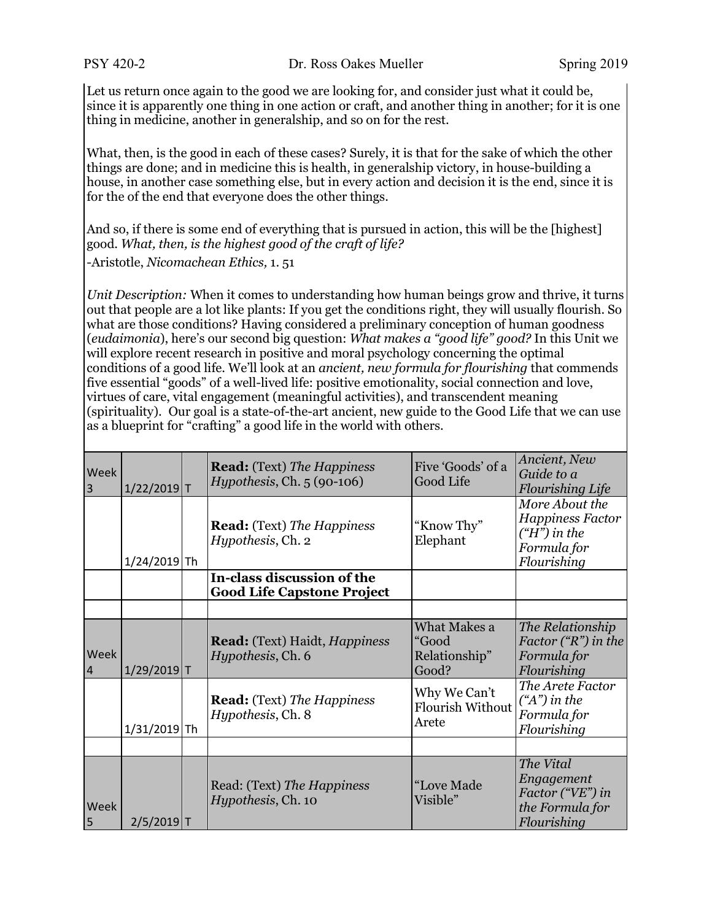Let us return once again to the good we are looking for, and consider just what it could be, since it is apparently one thing in one action or craft, and another thing in another; for it is one thing in medicine, another in generalship, and so on for the rest.

What, then, is the good in each of these cases? Surely, it is that for the sake of which the other things are done; and in medicine this is health, in generalship victory, in house-building a house, in another case something else, but in every action and decision it is the end, since it is for the of the end that everyone does the other things.

And so, if there is some end of everything that is pursued in action, this will be the [highest] good. *What, then, is the highest good of the craft of life?*

-Aristotle, *Nicomachean Ethics,* 1. 51

*Unit Description:* When it comes to understanding how human beings grow and thrive, it turns out that people are a lot like plants: If you get the conditions right, they will usually flourish. So what are those conditions? Having considered a preliminary conception of human goodness (*eudaimonia*), here's our second big question: *What makes a "good life" good?* In this Unit we will explore recent research in positive and moral psychology concerning the optimal conditions of a good life. We'll look at an *ancient, new formula for flourishing* that commends five essential "goods" of a well-lived life: positive emotionality, social connection and love, virtues of care, vital engagement (meaningful activities), and transcendent meaning (spirituality). Our goal is a state-of-the-art ancient, new guide to the Good Life that we can use as a blueprint for "crafting" a good life in the world with others.

| | | | | | |
|---|---|---|---|---|---|
| Week 3 | 1/22/2019 | T | **Read:** (Text) *The Happiness Hypothesis*, Ch. 5 (90-106) | Five 'Goods' of a Good Life | *Ancient, New Guide to a Flourishing Life* |
| | 1/24/2019 | Th | **Read:** (Text) *The Happiness Hypothesis*, Ch. 2 | "Know Thy" Elephant | *More About the Happiness Factor ("H") in the Formula for Flourishing* |
| | | | **In-class discussion of the Good Life Capstone Project** | | |
| | | | | | |
| Week 4 | 1/29/2019 | T | **Read:** (Text) Haidt, *Happiness Hypothesis*, Ch. 6 | What Makes a "Good Relationship" Good? | *The Relationship Factor ("R") in the Formula for Flourishing* |
| | 1/31/2019 | Th | **Read:** (Text) *The Happiness Hypothesis*, Ch. 8 | Why We Can't Flourish Without Arete | *The Arete Factor ("A") in the Formula for Flourishing* |
| | | | | | |
| Week 5 | 2/5/2019 | T | Read: (Text) *The Happiness Hypothesis*, Ch. 10 | "Love Made Visible" | *The Vital Engagement Factor ("VE") in the Formula for Flourishing* |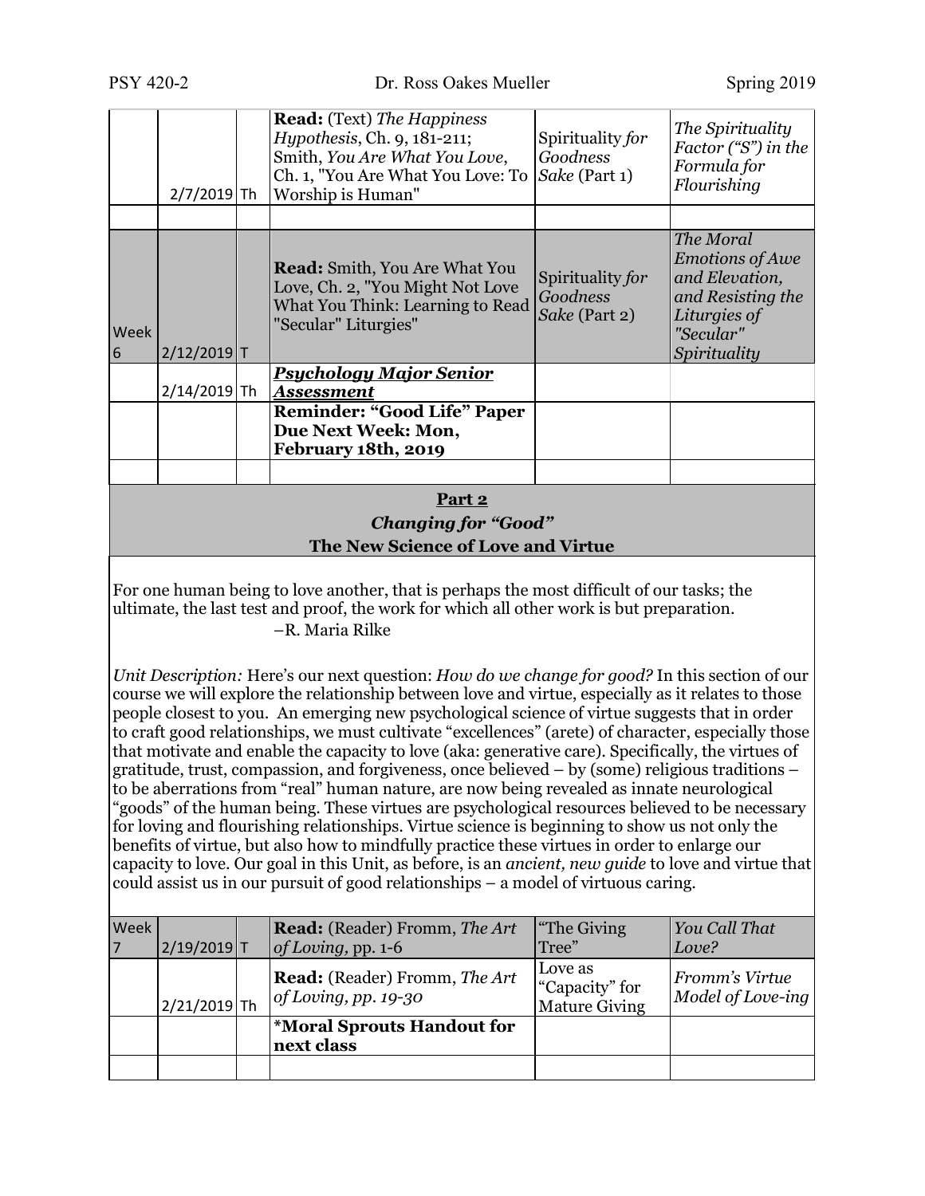| | | | | | |
|---|---|---|---|---|---|
| | 2/7/2019 | Th | **Read:** (Text) *The Happiness Hypothesis*, Ch. 9, 181-211; Smith, *You Are What You Love*, Ch. 1, "You Are What You Love: To Worship is Human" | Spirituality *for Goodness Sake* (Part 1) | *The Spirituality Factor ("S") in the Formula for Flourishing* |
| | | | | | |
| Week 6 | 2/12/2019 | T | **Read:** Smith, You Are What You Love, Ch. 2, "You Might Not Love What You Think: Learning to Read "Secular" Liturgies" | Spirituality *for Goodness Sake* (Part 2) | *The Moral Emotions of Awe and Elevation, and Resisting the Liturgies of "Secular" Spirituality* |
| | 2/14/2019 | Th | ***Psychology Major Senior Assessment*** | | |
| | | | **Reminder: "Good Life" Paper Due Next Week: Mon, February 18th, 2019** | | |
| | | | | | |

## Part 2
### *Changing for "Good"*
### The New Science of Love and Virtue

For one human being to love another, that is perhaps the most difficult of our tasks; the ultimate, the last test and proof, the work for which all other work is but preparation.
–R. Maria Rilke

*Unit Description:* Here's our next question: *How do we change for good?* In this section of our course we will explore the relationship between love and virtue, especially as it relates to those people closest to you. An emerging new psychological science of virtue suggests that in order to craft good relationships, we must cultivate "excellences" (arete) of character, especially those that motivate and enable the capacity to love (aka: generative care). Specifically, the virtues of gratitude, trust, compassion, and forgiveness, once believed – by (some) religious traditions – to be aberrations from "real" human nature, are now being revealed as innate neurological "goods" of the human being. These virtues are psychological resources believed to be necessary for loving and flourishing relationships. Virtue science is beginning to show us not only the benefits of virtue, but also how to mindfully practice these virtues in order to enlarge our capacity to love. Our goal in this Unit, as before, is an *ancient, new guide* to love and virtue that could assist us in our pursuit of good relationships – a model of virtuous caring.

| | | | | | |
|---|---|---|---|---|---|
| Week 7 | 2/19/2019 | T | **Read:** (Reader) Fromm, *The Art of Loving*, pp. 1-6 | "The Giving Tree" | *You Call That Love?* |
| | 2/21/2019 | Th | **Read:** (Reader) Fromm, *The Art of Loving, pp. 19-30* | Love as "Capacity" for Mature Giving | *Fromm's Virtue Model of Love-ing* |
| | | | **\*Moral Sprouts Handout for next class** | | |
| | | | | | |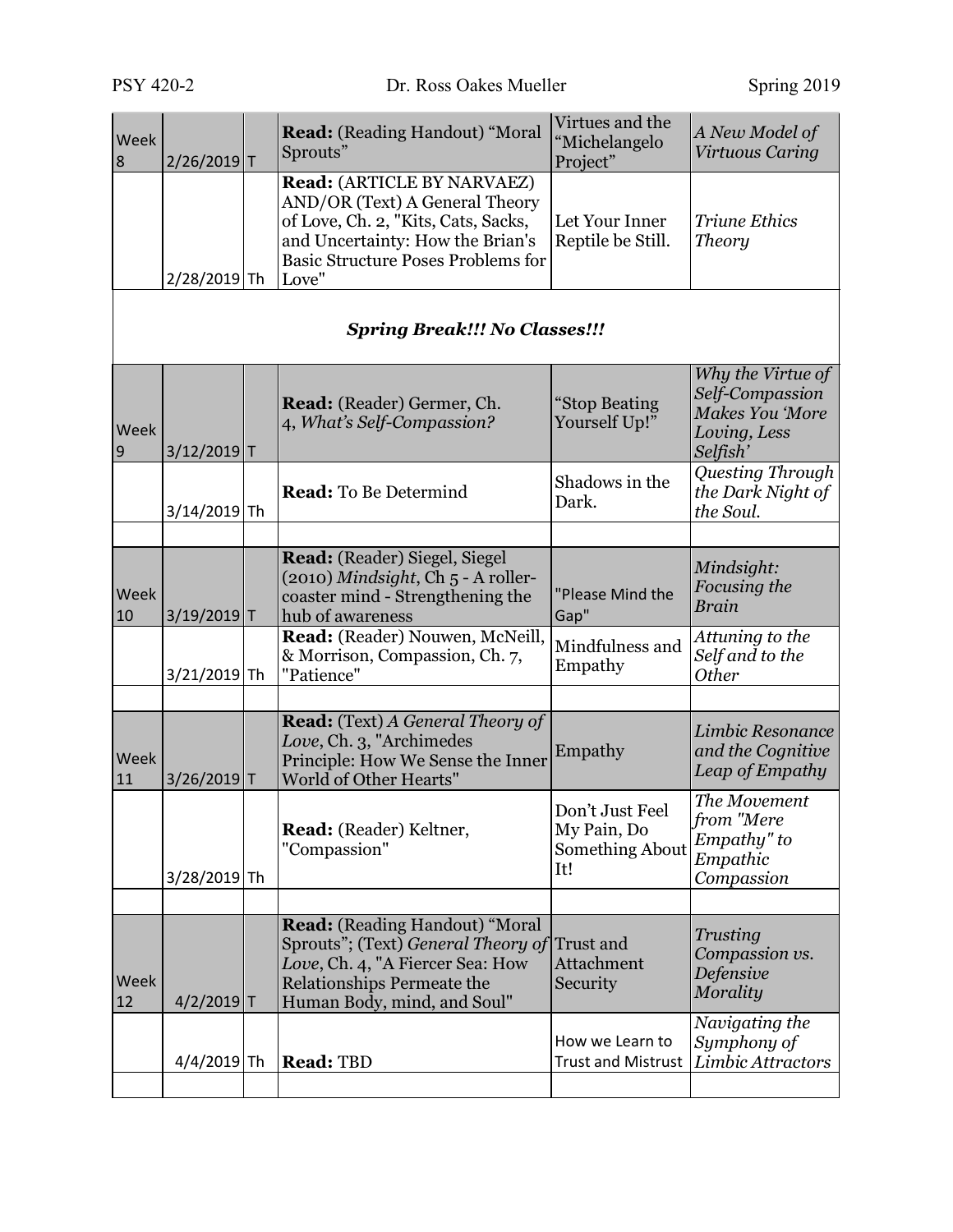| Week 8 | 2/26/2019 | T | **Read:** (Reading Handout) "Moral Sprouts" | Virtues and the "Michelangelo Project" | *A New Model of Virtuous Caring* |
|---|---|---|---|---|---|
| | 2/28/2019 | Th | **Read:** (ARTICLE BY NARVAEZ) AND/OR (Text) A General Theory of Love, Ch. 2, "Kits, Cats, Sacks, and Uncertainty: How the Brian's Basic Structure Poses Problems for Love" | Let Your Inner Reptile be Still. | *Triune Ethics Theory* |
| ***Spring Break!!! No Classes!!!*** | | | | | |
| Week 9 | 3/12/2019 | T | **Read:** (Reader) Germer, Ch. 4, *What's Self-Compassion?* | "Stop Beating Yourself Up!" | *Why the Virtue of Self-Compassion Makes You 'More Loving, Less Selfish'* |
| | 3/14/2019 | Th | **Read:** To Be Determind | Shadows in the Dark. | *Questing Through the Dark Night of the Soul.* |
| | | | | | |
| Week 10 | 3/19/2019 | T | **Read:** (Reader) Siegel, Siegel (2010) *Mindsight*, Ch 5 - A roller-coaster mind - Strengthening the hub of awareness | "Please Mind the Gap" | *Mindsight: Focusing the Brain* |
| | 3/21/2019 | Th | **Read:** (Reader) Nouwen, McNeill, & Morrison, Compassion, Ch. 7, "Patience" | Mindfulness and Empathy | *Attuning to the Self and to the Other* |
| | | | | | |
| Week 11 | 3/26/2019 | T | **Read:** (Text) *A General Theory of Love*, Ch. 3, "Archimedes Principle: How We Sense the Inner World of Other Hearts" | Empathy | *Limbic Resonance and the Cognitive Leap of Empathy* |
| | 3/28/2019 | Th | **Read:** (Reader) Keltner, "Compassion" | Don't Just Feel My Pain, Do Something About It! | *The Movement from "Mere Empathy" to Empathic Compassion* |
| | | | | | |
| Week 12 | 4/2/2019 | T | **Read:** (Reading Handout) "Moral Sprouts"; (Text) *General Theory of Love*, Ch. 4, "A Fiercer Sea: How Relationships Permeate the Human Body, mind, and Soul" | Trust and Attachment Security | *Trusting Compassion vs. Defensive Morality* |
| | 4/4/2019 | Th | **Read:** TBD | How we Learn to Trust and Mistrust | *Navigating the Symphony of Limbic Attractors* |
| | | | | | |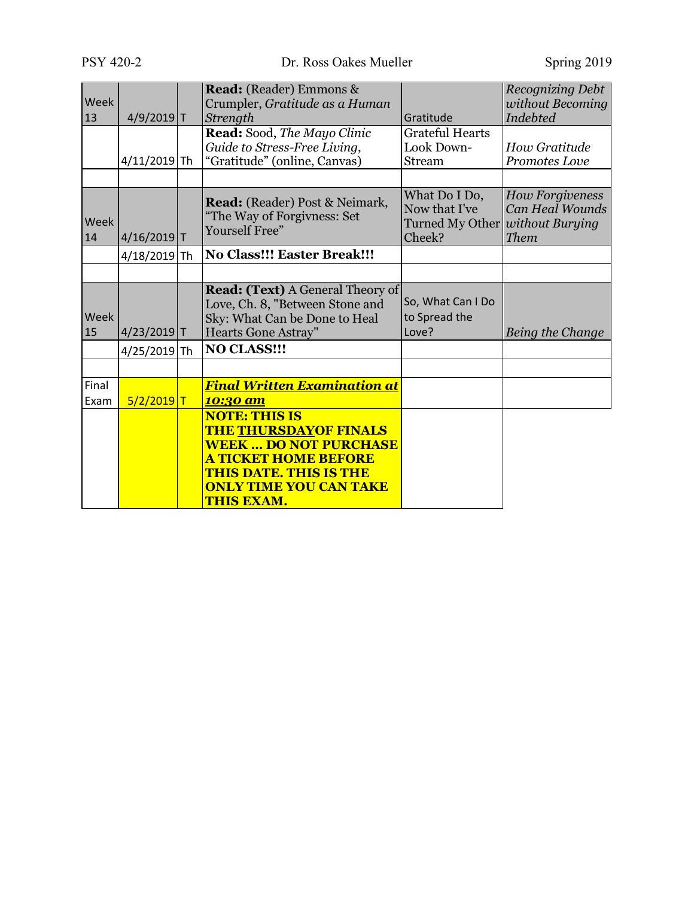| | | | | | |
|---|---|---|---|---|---|
| Week 13 | 4/9/2019 | T | **Read:** (Reader) Emmons & Crumpler, *Gratitude as a Human Strength* | Gratitude | *Recognizing Debt without Becoming Indebted* |
| | 4/11/2019 | Th | **Read:** Sood, *The Mayo Clinic Guide to Stress-Free Living*, "Gratitude" (online, Canvas) | Grateful Hearts Look Down-Stream | *How Gratitude Promotes Love* |
| | | | | | |
| Week 14 | 4/16/2019 | T | **Read:** (Reader) Post & Neimark, "The Way of Forgivness: Set Yourself Free" | What Do I Do, Now that I've Turned My Other Cheek? | *How Forgiveness Can Heal Wounds without Burying Them* |
| | 4/18/2019 | Th | **No Class!!! Easter Break!!!** | | |
| | | | | | |
| Week 15 | 4/23/2019 | T | **Read: (Text)** A General Theory of Love, Ch. 8, "Between Stone and Sky: What Can be Done to Heal Hearts Gone Astray" | So, What Can I Do to Spread the Love? | *Being the Change* |
| | 4/25/2019 | Th | **NO CLASS!!!** | | |
| | | | | | |
| Final Exam | 5/2/2019 | T | ***Final Written Examination at 10:30 am*** | | |
| | | | **NOTE: THIS IS THE THURSDAYOF FINALS WEEK ... DO NOT PURCHASE A TICKET HOME BEFORE THIS DATE. THIS IS THE ONLY TIME YOU CAN TAKE THIS EXAM.** | | |